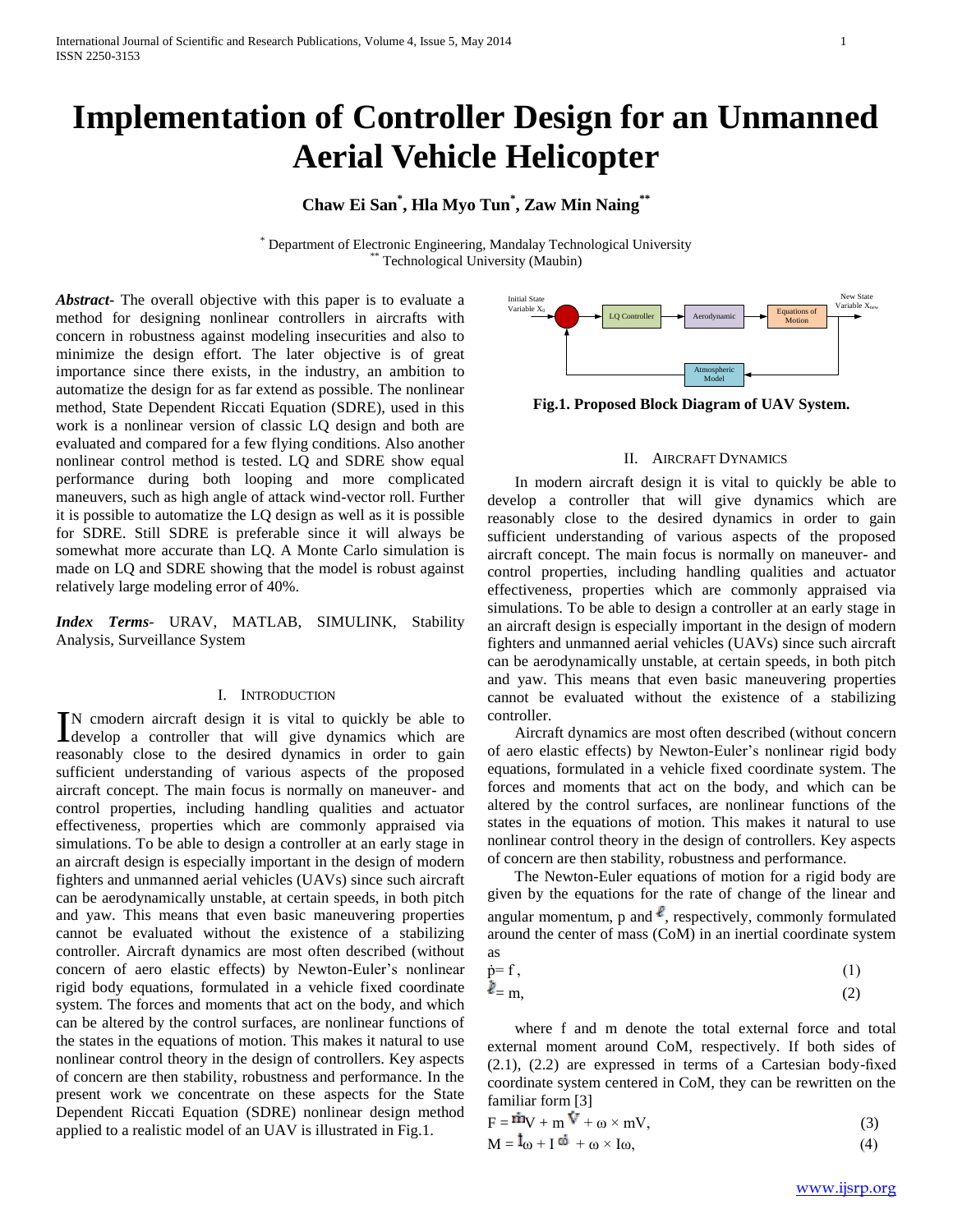# Implementation of Controller Design for an Unmanned Aerial Vehicle Helicopter

**Chaw Ei San[*], Hla Myo Tun[*], Zaw Min Naing[**]**

[*] Department of Electronic Engineering, Mandalay Technological University
[**] Technological University (Maubin)

***Abstract-*** The overall objective with this paper is to evaluate a method for designing nonlinear controllers in aircrafts with concern in robustness against modeling insecurities and also to minimize the design effort. The later objective is of great importance since there exists, in the industry, an ambition to automatize the design for as far extend as possible. The nonlinear method, State Dependent Riccati Equation (SDRE), used in this work is a nonlinear version of classic LQ design and both are evaluated and compared for a few flying conditions. Also another nonlinear control method is tested. LQ and SDRE show equal performance during both looping and more complicated maneuvers, such as high angle of attack wind-vector roll. Further it is possible to automatize the LQ design as well as it is possible for SDRE. Still SDRE is preferable since it will always be somewhat more accurate than LQ. A Monte Carlo simulation is made on LQ and SDRE showing that the model is robust against relatively large modeling error of 40%.

***Index Terms-*** URAV, MATLAB, SIMULINK, Stability Analysis, Surveillance System

## I. Introduction

In cmodern aircraft design it is vital to quickly be able to develop a controller that will give dynamics which are reasonably close to the desired dynamics in order to gain sufficient understanding of various aspects of the proposed aircraft concept. The main focus is normally on maneuver- and control properties, including handling qualities and actuator effectiveness, properties which are commonly appraised via simulations. To be able to design a controller at an early stage in an aircraft design is especially important in the design of modern fighters and unmanned aerial vehicles (UAVs) since such aircraft can be aerodynamically unstable, at certain speeds, in both pitch and yaw. This means that even basic maneuvering properties cannot be evaluated without the existence of a stabilizing controller. Aircraft dynamics are most often described (without concern of aero elastic effects) by Newton-Euler's nonlinear rigid body equations, formulated in a vehicle fixed coordinate system. The forces and moments that act on the body, and which can be altered by the control surfaces, are nonlinear functions of the states in the equations of motion. This makes it natural to use nonlinear control theory in the design of controllers. Key aspects of concern are then stability, robustness and performance. In the present work we concentrate on these aspects for the State Dependent Riccati Equation (SDRE) nonlinear design method applied to a realistic model of an UAV is illustrated in Fig.1.

**Fig.1. Proposed Block Diagram of UAV System.**

## II. Aircraft Dynamics

In modern aircraft design it is vital to quickly be able to develop a controller that will give dynamics which are reasonably close to the desired dynamics in order to gain sufficient understanding of various aspects of the proposed aircraft concept. The main focus is normally on maneuver- and control properties, including handling qualities and actuator effectiveness, properties which are commonly appraised via simulations. To be able to design a controller at an early stage in an aircraft design is especially important in the design of modern fighters and unmanned aerial vehicles (UAVs) since such aircraft can be aerodynamically unstable, at certain speeds, in both pitch and yaw. This means that even basic maneuvering properties cannot be evaluated without the existence of a stabilizing controller.

Aircraft dynamics are most often described (without concern of aero elastic effects) by Newton-Euler's nonlinear rigid body equations, formulated in a vehicle fixed coordinate system. The forces and moments that act on the body, and which can be altered by the control surfaces, are nonlinear functions of the states in the equations of motion. This makes it natural to use nonlinear control theory in the design of controllers. Key aspects of concern are then stability, robustness and performance.

The Newton-Euler equations of motion for a rigid body are given by the equations for the rate of change of the linear and angular momentum, p and $\ell$, respectively, commonly formulated around the center of mass (CoM) in an inertial coordinate system as

$$\dot{p} = f, \tag{1}$$

$$\dot{\ell} = m, \tag{2}$$

where f and m denote the total external force and total external moment around CoM, respectively. If both sides of (2.1), (2.2) are expressed in terms of a Cartesian body-fixed coordinate system centered in CoM, they can be rewritten on the familiar form [3]

$$F = \dot{m}V + m\dot{V} + \omega \times mV, \tag{3}$$

$$M = \dot{I}\omega + I\dot{\omega} + \omega \times I\omega, \tag{4}$$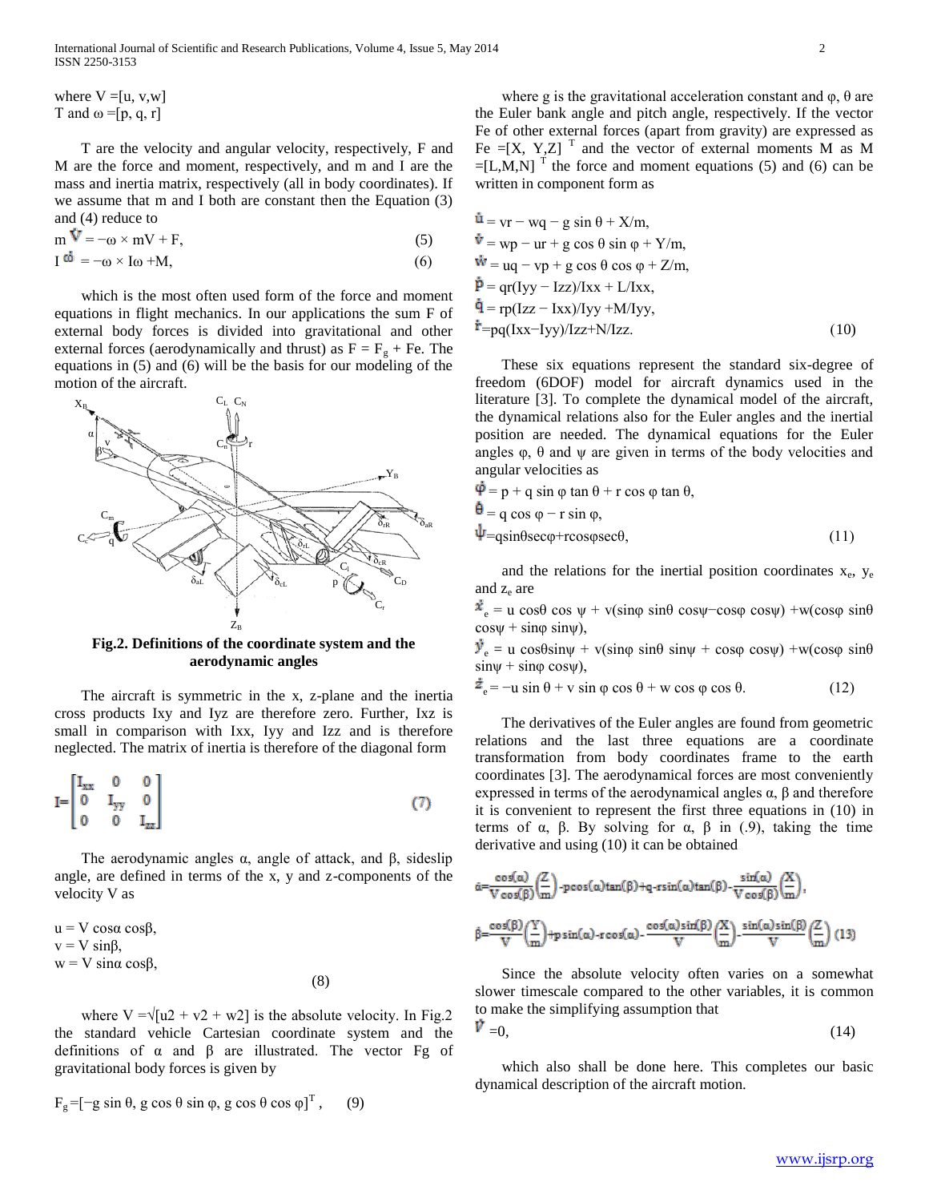where $V = [u, v, w]^T$ and $\omega = [p, q, r]^T$ are the velocity and angular velocity, respectively, F and M are the force and moment, respectively, and m and I are the mass and inertia matrix, respectively (all in body coordinates). If we assume that m and I both are constant then the Equation (3) and (4) reduce to

$$m\dot{V} = -\omega \times mV + F, \tag{5}$$

$$I\dot{\omega} = -\omega \times I\omega + M, \tag{6}$$

which is the most often used form of the force and moment equations in flight mechanics. In our applications the sum F of external body forces is divided into gravitational and other external forces (aerodynamically and thrust) as $F = F_g + Fe$. The equations in (5) and (6) will be the basis for our modeling of the motion of the aircraft.

**Fig.2. Definitions of the coordinate system and the aerodynamic angles**

The aircraft is symmetric in the x, z-plane and the inertia cross products Ixy and Iyz are therefore zero. Further, Ixz is small in comparison with Ixx, Iyy and Izz and is therefore neglected. The matrix of inertia is therefore of the diagonal form

$$I = \begin{bmatrix} I_{xx} & 0 & 0 \\ 0 & I_{yy} & 0 \\ 0 & 0 & I_{zz} \end{bmatrix} \tag{7}$$

The aerodynamic angles α, angle of attack, and β, sideslip angle, are defined in terms of the x, y and z-components of the velocity V as

$$u = V\cos\alpha\cos\beta,$$
$$v = V\sin\beta,$$
$$w = V\sin\alpha\cos\beta, \tag{8}$$

where $V = \sqrt{u^2 + v^2 + w^2}$ is the absolute velocity. In Fig.2 the standard vehicle Cartesian coordinate system and the definitions of α and β are illustrated. The vector Fg of gravitational body forces is given by

$$F_g = [-g\sin\theta,\ g\cos\theta\sin\varphi,\ g\cos\theta\cos\varphi]^T, \tag{9}$$

where g is the gravitational acceleration constant and φ, θ are the Euler bank angle and pitch angle, respectively. If the vector Fe of other external forces (apart from gravity) are expressed as $Fe = [X, Y, Z]^T$ and the vector of external moments M as $M = [L, M, N]^T$ the force and moment equations (5) and (6) can be written in component form as

$$\dot{u} = vr - wq - g\sin\theta + X/m,$$
$$\dot{v} = wp - ur + g\cos\theta\sin\varphi + Y/m,$$
$$\dot{w} = uq - vp + g\cos\theta\cos\varphi + Z/m,$$
$$\dot{p} = qr(Iyy - Izz)/Ixx + L/Ixx,$$
$$\dot{q} = rp(Izz - Ixx)/Iyy + M/Iyy,$$
$$\dot{r} = pq(Ixx - Iyy)/Izz + N/Izz. \tag{10}$$

These six equations represent the standard six-degree of freedom (6DOF) model for aircraft dynamics used in the literature [3]. To complete the dynamical model of the aircraft, the dynamical relations also for the Euler angles and the inertial position are needed. The dynamical equations for the Euler angles φ, θ and ψ are given in terms of the body velocities and angular velocities as

$$\dot{\varphi} = p + q\sin\varphi\tan\theta + r\cos\varphi\tan\theta,$$
$$\dot{\theta} = q\cos\varphi - r\sin\varphi,$$
$$\dot{\psi} = q\sin\theta\sec\varphi + r\cos\varphi\sec\theta, \tag{11}$$

and the relations for the inertial position coordinates $x_e$, $y_e$ and $z_e$ are

$$\dot{x}_e = u\cos\theta\cos\psi + v(\sin\varphi\sin\theta\cos\psi - \cos\varphi\cos\psi) + w(\cos\varphi\sin\theta\cos\psi + \sin\varphi\sin\psi),$$
$$\dot{y}_e = u\cos\theta\sin\psi + v(\sin\varphi\sin\theta\sin\psi + \cos\varphi\cos\psi) + w(\cos\varphi\sin\theta\sin\psi + \sin\varphi\cos\psi),$$
$$\dot{z}_e = -u\sin\theta + v\sin\varphi\cos\theta + w\cos\varphi\cos\theta. \tag{12}$$

The derivatives of the Euler angles are found from geometric relations and the last three equations are a coordinate transformation from body coordinates frame to the earth coordinates [3]. The aerodynamical forces are most conveniently expressed in terms of the aerodynamical angles α, β and therefore it is convenient to represent the first three equations in (10) in terms of α, β. By solving for α, β in (.9), taking the time derivative and using (10) it can be obtained

$$\dot{\alpha} = \frac{\cos(\alpha)}{V\cos(\beta)}\left(\frac{Z}{m}\right) - p\cos(\alpha)\tan(\beta) + q - r\sin(\alpha)\tan(\beta) - \frac{\sin(\alpha)}{V\cos(\beta)}\left(\frac{X}{m}\right),$$

$$\dot{\beta} = \frac{\cos(\beta)}{V}\left(\frac{Y}{m}\right) + p\sin(\alpha) - r\cos(\alpha) - \frac{\cos(\alpha)\sin(\beta)}{V}\left(\frac{X}{m}\right) - \frac{\sin(\alpha)\sin(\beta)}{V}\left(\frac{Z}{m}\right) \tag{13}$$

Since the absolute velocity often varies on a somewhat slower timescale compared to the other variables, it is common to make the simplifying assumption that

$$\dot{V} = 0, \tag{14}$$

which also shall be done here. This completes our basic dynamical description of the aircraft motion.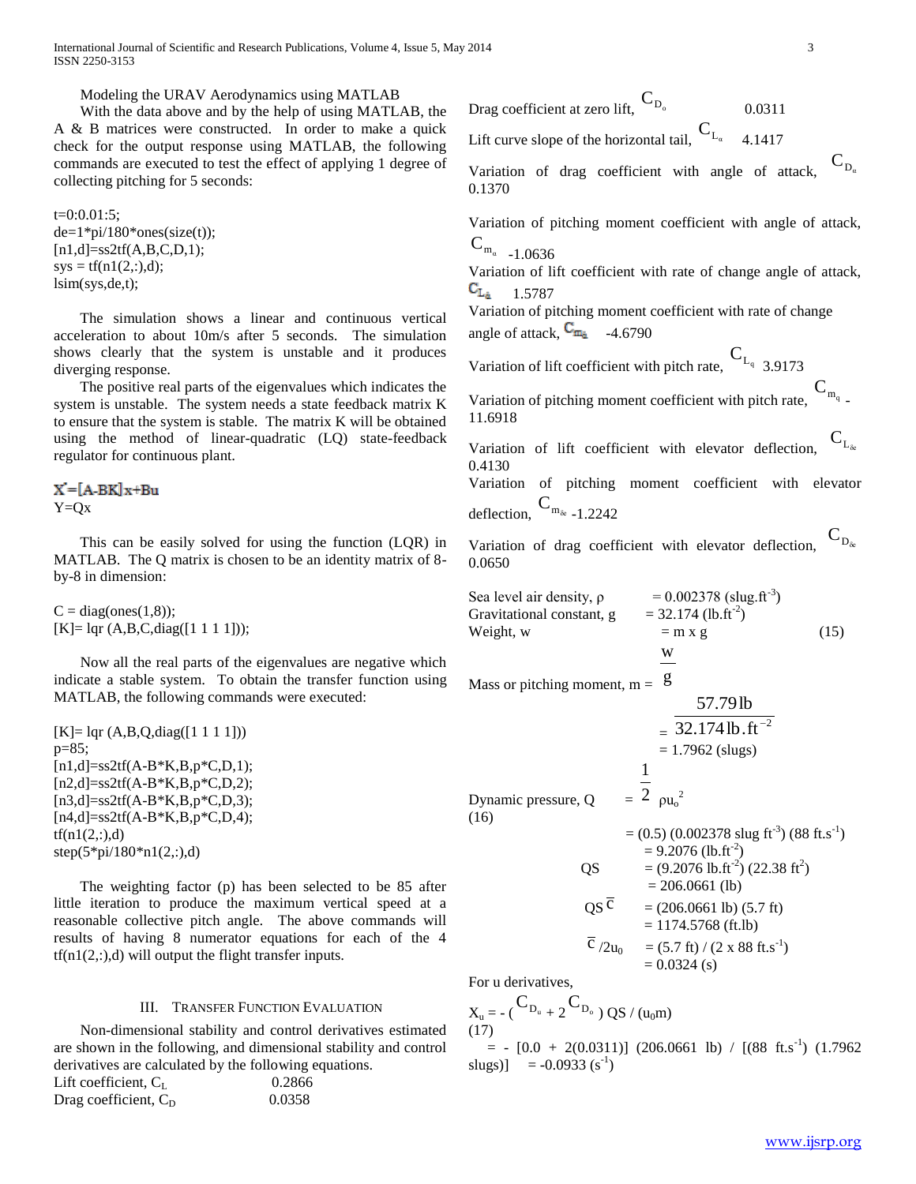Modeling the URAV Aerodynamics using MATLAB

With the data above and by the help of using MATLAB, the A & B matrices were constructed. In order to make a quick check for the output response using MATLAB, the following commands are executed to test the effect of applying 1 degree of collecting pitching for 5 seconds:

```
t=0:0.01:5;
de=1*pi/180*ones(size(t));
[n1,d]=ss2tf(A,B,C,D,1);
sys = tf(n1(2,:),d);
lsim(sys,de,t);
```

The simulation shows a linear and continuous vertical acceleration to about 10m/s after 5 seconds. The simulation shows clearly that the system is unstable and it produces diverging response.

The positive real parts of the eigenvalues which indicates the system is unstable. The system needs a state feedback matrix K to ensure that the system is stable. The matrix K will be obtained using the method of linear-quadratic (LQ) state-feedback regulator for continuous plant.

$$\dot{X}=[A-BK]x+Bu$$
$$Y=Qx$$

This can be easily solved for using the function (LQR) in MATLAB. The Q matrix is chosen to be an identity matrix of 8-by-8 in dimension:

```
C = diag(ones(1,8));
[K]= lqr (A,B,C,diag([1 1 1 1]));
```

Now all the real parts of the eigenvalues are negative which indicate a stable system. To obtain the transfer function using MATLAB, the following commands were executed:

```
[K]= lqr (A,B,Q,diag([1 1 1 1]))
p=85;
[n1,d]=ss2tf(A-B*K,B,p*C,D,1);
[n2,d]=ss2tf(A-B*K,B,p*C,D,2);
[n3,d]=ss2tf(A-B*K,B,p*C,D,3);
[n4,d]=ss2tf(A-B*K,B,p*C,D,4);
tf(n1(2,:),d)
step(5*pi/180*n1(2,:),d)
```

The weighting factor (p) has been selected to be 85 after little iteration to produce the maximum vertical speed at a reasonable collective pitch angle. The above commands will results of having 8 numerator equations for each of the 4 tf(n1(2,:),d) will output the flight transfer inputs.

## III. Transfer Function Evaluation

Non-dimensional stability and control derivatives estimated are shown in the following, and dimensional stability and control derivatives are calculated by the following equations.

Lift coefficient, $C_L$ 0.2866

Drag coefficient, $C_D$ 0.0358

Drag coefficient at zero lift, $C_{D_o}$ 0.0311

Lift curve slope of the horizontal tail, $C_{L_\alpha}$ 4.1417

Variation of drag coefficient with angle of attack, $C_{D_\alpha}$ 0.1370

Variation of pitching moment coefficient with angle of attack, $C_{m_\alpha}$ -1.0636

Variation of lift coefficient with rate of change angle of attack, $C_{L_{\dot{\alpha}}}$ 1.5787

Variation of pitching moment coefficient with rate of change angle of attack, $C_{m_{\dot{\alpha}}}$ -4.6790

Variation of lift coefficient with pitch rate, $C_{L_q}$ 3.9173

Variation of pitching moment coefficient with pitch rate, $C_{m_q}$ -11.6918

Variation of lift coefficient with elevator deflection, $C_{L_{\delta e}}$ 0.4130

Variation of pitching moment coefficient with elevator deflection, $C_{m_{\delta e}}$ -1.2242

Variation of drag coefficient with elevator deflection, $C_{D_{\delta e}}$ 0.0650

Sea level air density, $\rho$ = 0.002378 (slug.ft$^{-3}$)

Gravitational constant, g = 32.174 (lb.ft$^{-2}$)

Weight, w = m x g (15)

Mass or pitching moment, $m = \frac{w}{g}$

$$= \frac{57.79\,\text{lb}}{32.174\,\text{lb.ft}^{-2}}$$

= 1.7962 (slugs)

Dynamic pressure, $Q = \frac{1}{2}\rho u_o^2$ (16)

= (0.5) (0.002378 slug ft$^{-3}$) (88 ft.s$^{-1}$)

= 9.2076 (lb.ft$^{-2}$)

QS = (9.2076 lb.ft$^{-2}$) (22.38 ft$^2$)

= 206.0661 (lb)

$QS\bar{c}$ = (206.0661 lb) (5.7 ft)

= 1174.5768 (ft.lb)

$\bar{c}/2u_0$ = (5.7 ft) / (2 x 88 ft.s$^{-1}$)

= 0.0324 (s)

For u derivatives,

$X_u = -(C_{D_u} + 2C_{D_o})\, QS / (u_0 m)$ (17)

= - [0.0 + 2(0.0311)] (206.0661 lb) / [(88 ft.s$^{-1}$) (1.7962 slugs)] = -0.0933 (s$^{-1}$)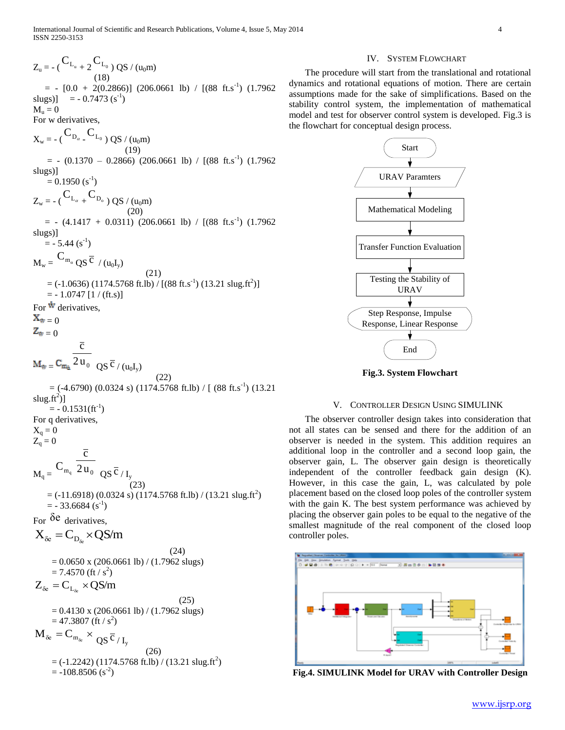$$Z_u = -\left(C_{L_u} + 2C_{L_0}\right) QS / (u_0 m) \quad (18)$$

$= -\ [0.0 + 2(0.2866)]\ (206.0661\ \text{lb}) / [(88\ \text{ft.s}^{-1})\ (1.7962\ \text{slugs})] = -0.7473\ (\text{s}^{-1})$

$M_u = 0$

For w derivatives,

$$X_w = -\left(C_{D_\alpha} - C_{L_0}\right) QS / (u_0 m) \quad (19)$$

$= -\ (0.1370 - 0.2866)\ (206.0661\ \text{lb}) / [(88\ \text{ft.s}^{-1})\ (1.7962\ \text{slugs})]$

$= 0.1950\ (\text{s}^{-1})$

$$Z_w = -\left(C_{L_\alpha} + C_{D_0}\right) QS / (u_0 m) \quad (20)$$

$= -\ (4.1417 + 0.0311)\ (206.0661\ \text{lb}) / [(88\ \text{ft.s}^{-1})\ (1.7962\ \text{slugs})]$

$= -5.44\ (\text{s}^{-1})$

$$M_w = C_{m_\alpha} QS\bar{c} / (u_0 I_y) \quad (21)$$

$= (-1.0636)\ (1174.5768\ \text{ft.lb}) / [(88\ \text{ft.s}^{-1})\ (13.21\ \text{slug.ft}^2)]$

$= -1.0747\ [1 / (\text{ft.s})]$

For $\dot{w}$ derivatives,

$X_{\dot{w}} = 0$

$Z_{\dot{w}} = 0$

$$M_{\dot{w}} = C_{m_{\dot{\alpha}}} \frac{\bar{c}}{2u_0} QS\bar{c} / (u_0 I_y) \quad (22)$$

$= (-4.6790)\ (0.0324\ \text{s})\ (1174.5768\ \text{ft.lb}) / [\ (88\ \text{ft.s}^{-1})\ (13.21\ \text{slug.ft}^2)]$

$= -0.1531(\text{ft}^{-1})$

For q derivatives,

$X_q = 0$

$Z_q = 0$

$$M_q = C_{m_q} \frac{\bar{c}}{2u_0} QS\bar{c} / I_y \quad (23)$$

$= (-11.6918)\ (0.0324\ \text{s})\ (1174.5768\ \text{ft.lb}) / (13.21\ \text{slug.ft}^2)$

$= -33.6684\ (\text{s}^{-1})$

For $\delta e$ derivatives,

$$X_{\delta e} = C_{D_{\delta e}} \times QS/m \quad (24)$$

$= 0.0650 \times (206.0661\ \text{lb}) / (1.7962\ \text{slugs})$

$= 7.4570\ (\text{ft} / \text{s}^2)$

$$Z_{\delta e} = C_{L_{\delta e}} \times QS/m \quad (25)$$

$= 0.4130 \times (206.0661\ \text{lb}) / (1.7962\ \text{slugs})$

$= 47.3807\ (\text{ft} / \text{s}^2)$

$$M_{\delta e} = C_{m_{\delta e}} \times QS\bar{c} / I_y \quad (26)$$

$= (-1.2242)\ (1174.5768\ \text{ft.lb}) / (13.21\ \text{slug.ft}^2)$

$= -108.8506\ (\text{s}^{-2})$

## IV. System Flowchart

The procedure will start from the translational and rotational dynamics and rotational equations of motion. There are certain assumptions made for the sake of simplifications. Based on the stability control system, the implementation of mathematical model and test for observer control system is developed. Fig.3 is the flowchart for conceptual design process.

Start → URAV Paramters → Mathematical Modeling → Transfer Function Evaluation → Testing the Stability of URAV → Step Response, Impulse Response, Linear Response → End

**Fig.3. System Flowchart**

## V. Controller Design Using SIMULINK

The observer controller design takes into consideration that not all states can be sensed and there for the addition of an observer is needed in the system. This addition requires an additional loop in the controller and a second loop gain, the observer gain, L. The observer gain design is theoretically independent of the controller feedback gain design (K). However, in this case the gain, L, was calculated by pole placement based on the closed loop poles of the controller system with the gain K. The best system performance was achieved by placing the observer gain poles to be equal to the negative of the smallest magnitude of the real component of the closed loop controller poles.

**Fig.4. SIMULINK Model for URAV with Controller Design**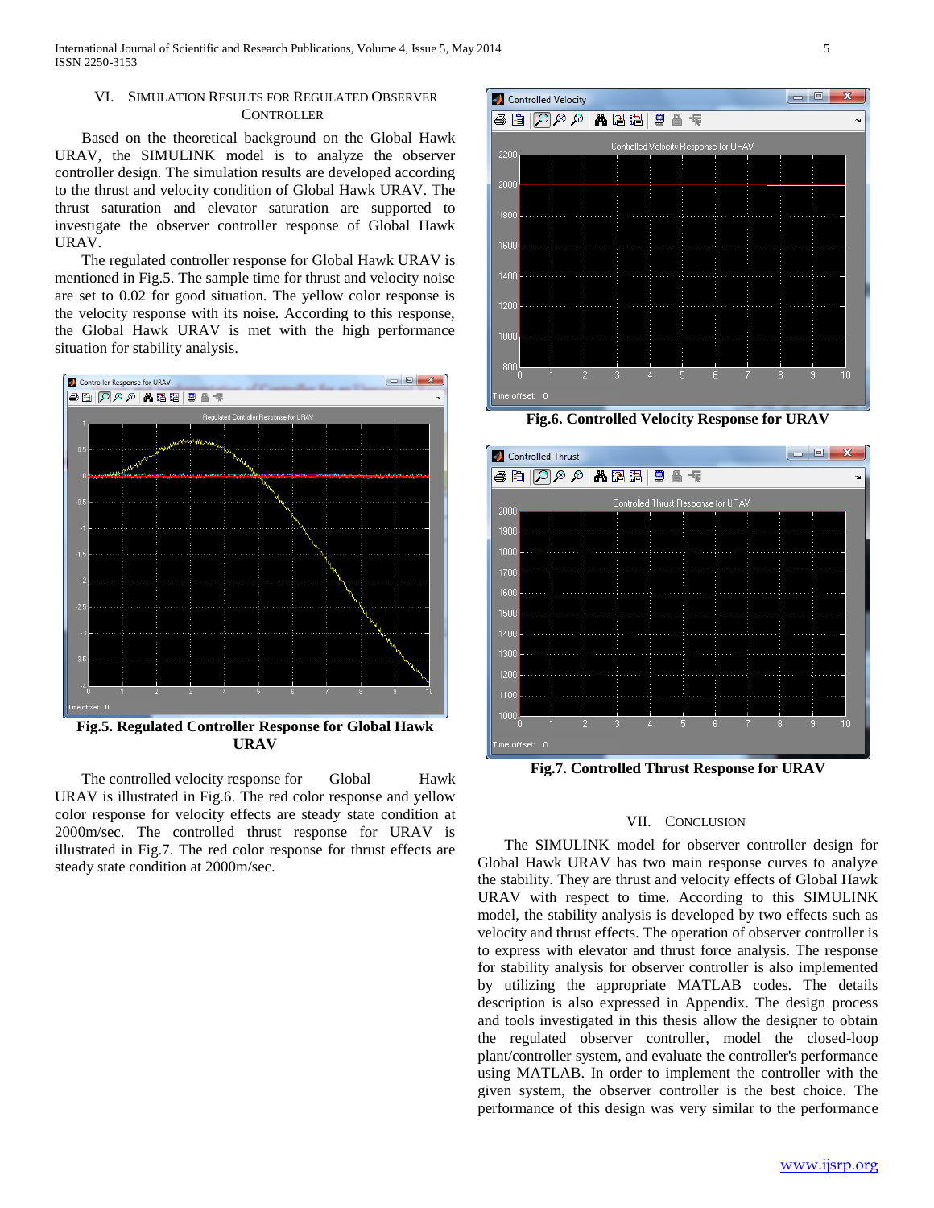## VI. Simulation Results for Regulated Observer Controller

Based on the theoretical background on the Global Hawk URAV, the SIMULINK model is to analyze the observer controller design. The simulation results are developed according to the thrust and velocity condition of Global Hawk URAV. The thrust saturation and elevator saturation are supported to investigate the observer controller response of Global Hawk URAV.

The regulated controller response for Global Hawk URAV is mentioned in Fig.5. The sample time for thrust and velocity noise are set to 0.02 for good situation. The yellow color response is the velocity response with its noise. According to this response, the Global Hawk URAV is met with the high performance situation for stability analysis.

**Fig.5. Regulated Controller Response for Global Hawk URAV**

The controlled velocity response for Global Hawk URAV is illustrated in Fig.6. The red color response and yellow color response for velocity effects are steady state condition at 2000m/sec. The controlled thrust response for URAV is illustrated in Fig.7. The red color response for thrust effects are steady state condition at 2000m/sec.

**Fig.6. Controlled Velocity Response for URAV**

**Fig.7. Controlled Thrust Response for URAV**

## VII. Conclusion

The SIMULINK model for observer controller design for Global Hawk URAV has two main response curves to analyze the stability. They are thrust and velocity effects of Global Hawk URAV with respect to time. According to this SIMULINK model, the stability analysis is developed by two effects such as velocity and thrust effects. The operation of observer controller is to express with elevator and thrust force analysis. The response for stability analysis for observer controller is also implemented by utilizing the appropriate MATLAB codes. The details description is also expressed in Appendix. The design process and tools investigated in this thesis allow the designer to obtain the regulated observer controller, model the closed-loop plant/controller system, and evaluate the controller's performance using MATLAB. In order to implement the controller with the given system, the observer controller is the best choice. The performance of this design was very similar to the performance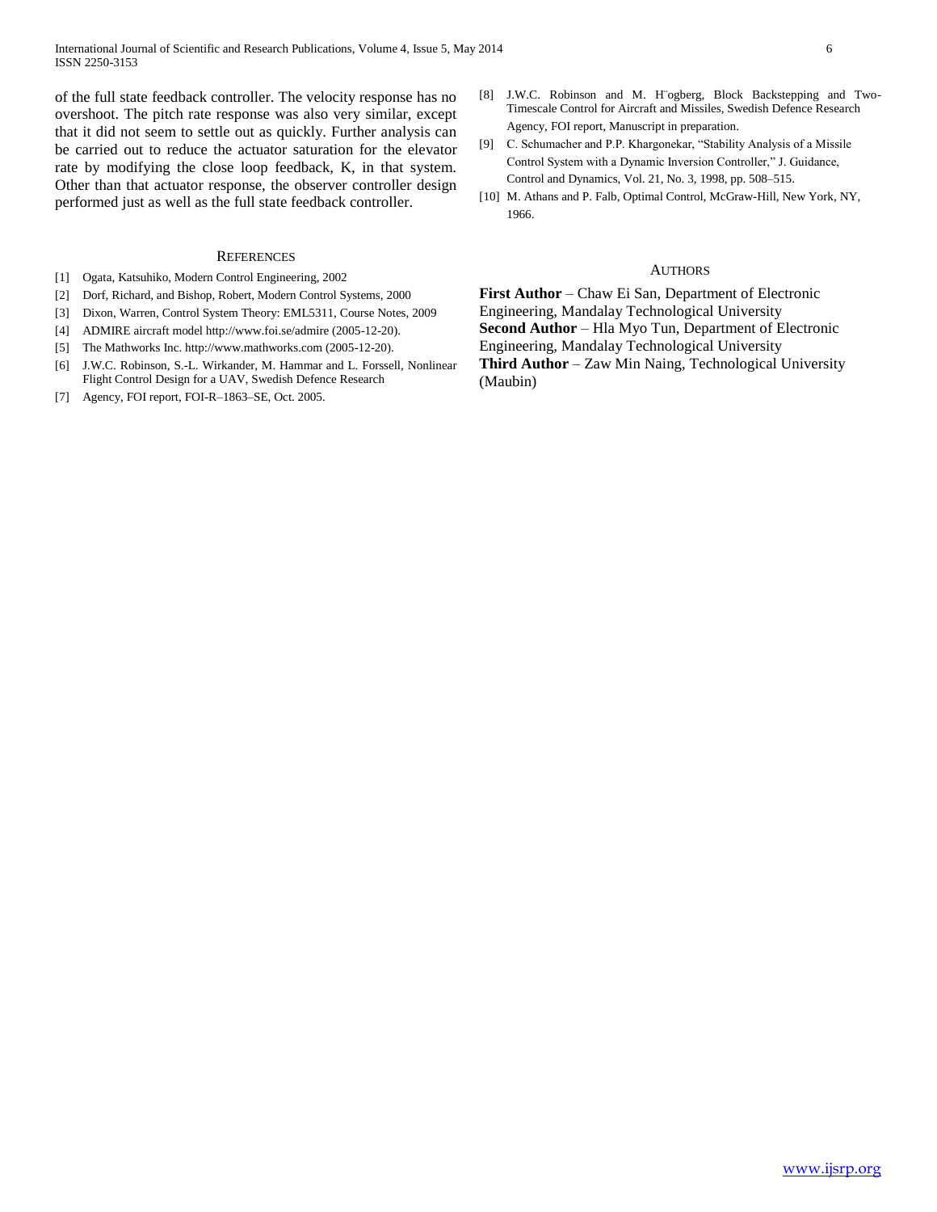of the full state feedback controller. The velocity response has no overshoot. The pitch rate response was also very similar, except that it did not seem to settle out as quickly. Further analysis can be carried out to reduce the actuator saturation for the elevator rate by modifying the close loop feedback, K, in that system. Other than that actuator response, the observer controller design performed just as well as the full state feedback controller.

## REFERENCES

[1] Ogata, Katsuhiko, Modern Control Engineering, 2002

[2] Dorf, Richard, and Bishop, Robert, Modern Control Systems, 2000

[3] Dixon, Warren, Control System Theory: EML5311, Course Notes, 2009

[4] ADMIRE aircraft model http://www.foi.se/admire (2005-12-20).

[5] The Mathworks Inc. http://www.mathworks.com (2005-12-20).

[6] J.W.C. Robinson, S.-L. Wirkander, M. Hammar and L. Forssell, Nonlinear Flight Control Design for a UAV, Swedish Defence Research

[7] Agency, FOI report, FOI-R–1863–SE, Oct. 2005.

[8] J.W.C. Robinson and M. H¨ogberg, Block Backstepping and Two-Timescale Control for Aircraft and Missiles, Swedish Defence Research Agency, FOI report, Manuscript in preparation.

[9] C. Schumacher and P.P. Khargonekar, "Stability Analysis of a Missile Control System with a Dynamic Inversion Controller," J. Guidance, Control and Dynamics, Vol. 21, No. 3, 1998, pp. 508–515.

[10] M. Athans and P. Falb, Optimal Control, McGraw-Hill, New York, NY, 1966.

## AUTHORS

**First Author** – Chaw Ei San, Department of Electronic Engineering, Mandalay Technological University

**Second Author** – Hla Myo Tun, Department of Electronic Engineering, Mandalay Technological University

**Third Author** – Zaw Min Naing, Technological University (Maubin)